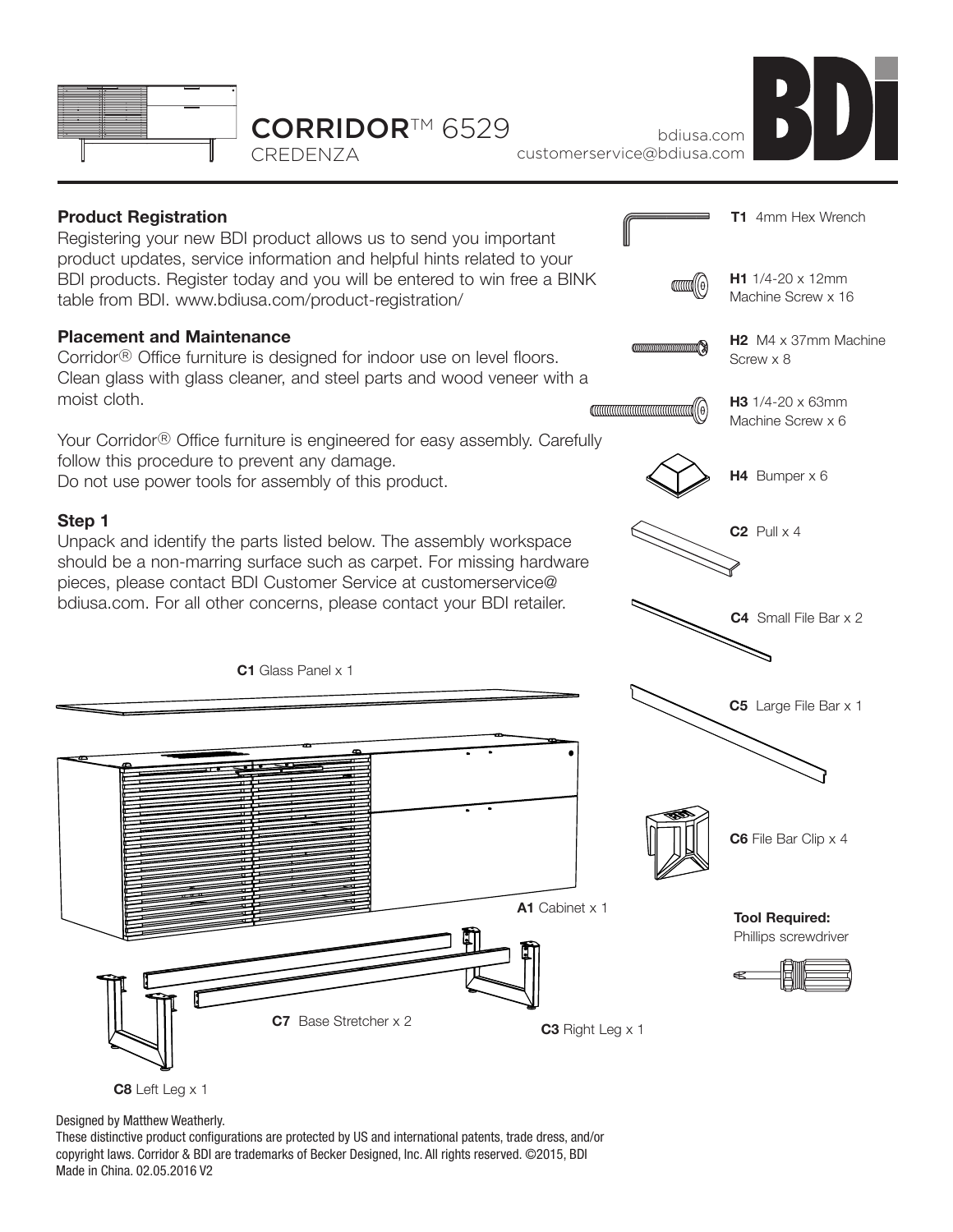# CORRIDOR™ 6529

CREDENZA

bdiusa.com
customerservice@bdiusa.com

BDI

### Product Registration

Registering your new BDI product allows us to send you important product updates, service information and helpful hints related to your BDI products. Register today and you will be entered to win free a BINK table from BDI. www.bdiusa.com/product-registration/

### Placement and Maintenance

Corridor® Office furniture is designed for indoor use on level floors. Clean glass with glass cleaner, and steel parts and wood veneer with a moist cloth.

Your Corridor® Office furniture is engineered for easy assembly. Carefully follow this procedure to prevent any damage.
Do not use power tools for assembly of this product.

### Step 1

Unpack and identify the parts listed below. The assembly workspace should be a non-marring surface such as carpet. For missing hardware pieces, please contact BDI Customer Service at customerservice@bdiusa.com. For all other concerns, please contact your BDI retailer.

**T1** 4mm Hex Wrench

**H1** 1/4-20 x 12mm Machine Screw x 16

**H2** M4 x 37mm Machine Screw x 8

**H3** 1/4-20 x 63mm Machine Screw x 6

**H4** Bumper x 6

**C2** Pull x 4

**C4** Small File Bar x 2

**C5** Large File Bar x 1

**C6** File Bar Clip x 4

**Tool Required:**
Phillips screwdriver

**C1** Glass Panel x 1

**A1** Cabinet x 1

**C7** Base Stretcher x 2

**C3** Right Leg x 1

**C8** Left Leg x 1

Designed by Matthew Weatherly.
These distinctive product configurations are protected by US and international patents, trade dress, and/or copyright laws. Corridor & BDI are trademarks of Becker Designed, Inc. All rights reserved. ©2015, BDI
Made in China. 02.05.2016 V2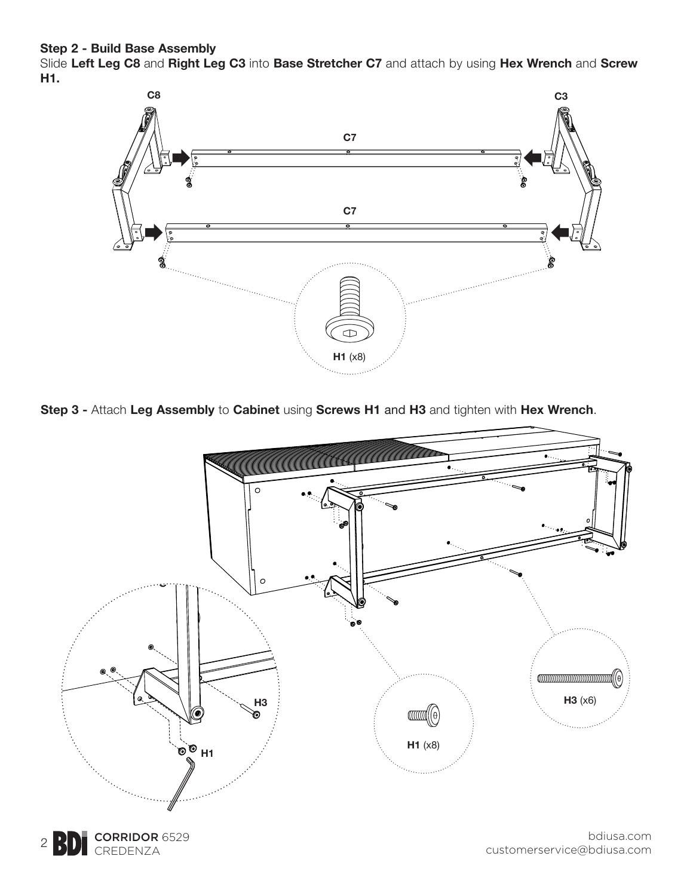**Step 2 - Build Base Assembly**

Slide **Left Leg C8** and **Right Leg C3** into **Base Stretcher C7** and attach by using **Hex Wrench** and **Screw H1.**

C8

C3

C7

C7

**H1** (x8)

**Step 3 -** Attach **Leg Assembly** to **Cabinet** using **Screws H1** and **H3** and tighten with **Hex Wrench**.

H3

H1

**H1** (x8)

**H3** (x6)

CORRIDOR 6529
CREDENZA

bdiusa.com
customerservice@bdiusa.com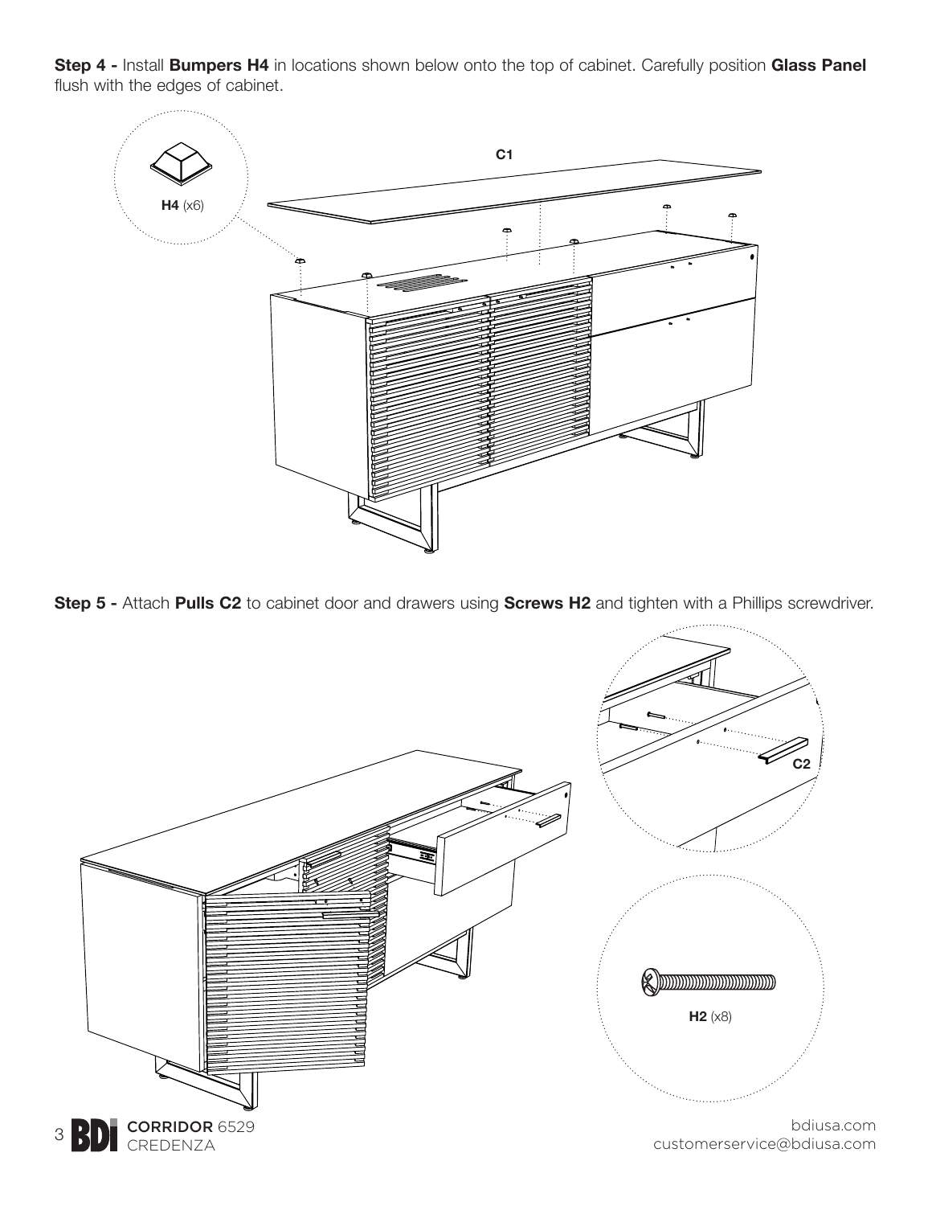**Step 4 -** Install **Bumpers H4** in locations shown below onto the top of cabinet. Carefully position **Glass Panel** flush with the edges of cabinet.

C1

**H4** (x6)

**Step 5 -** Attach **Pulls C2** to cabinet door and drawers using **Screws H2** and tighten with a Phillips screwdriver.

C2

**H2** (x8)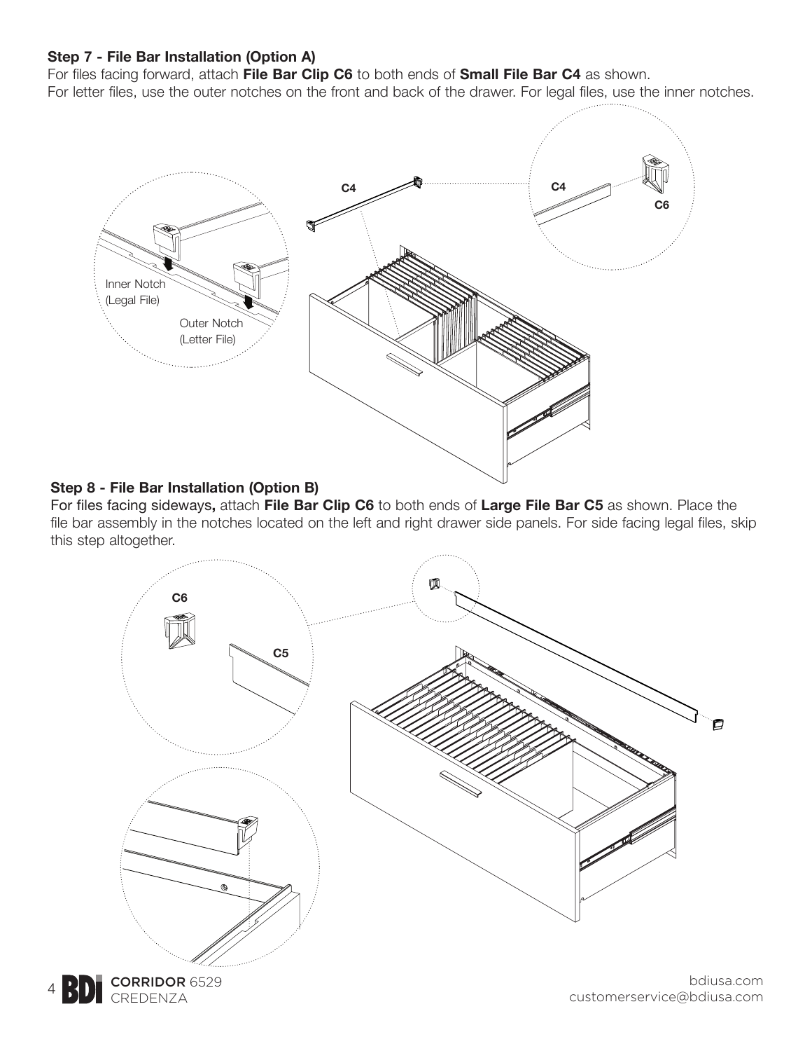**Step 7 - File Bar Installation (Option A)**

For files facing forward, attach **File Bar Clip C6** to both ends of **Small File Bar C4** as shown.
For letter files, use the outer notches on the front and back of the drawer. For legal files, use the inner notches.

C4

C4

C6

Inner Notch
(Legal File)

Outer Notch
(Letter File)

**Step 8 - File Bar Installation (Option B)**

For files facing sideways**,** attach **File Bar Clip C6** to both ends of **Large File Bar C5** as shown. Place the file bar assembly in the notches located on the left and right drawer side panels. For side facing legal files, skip this step altogether.

C6

C5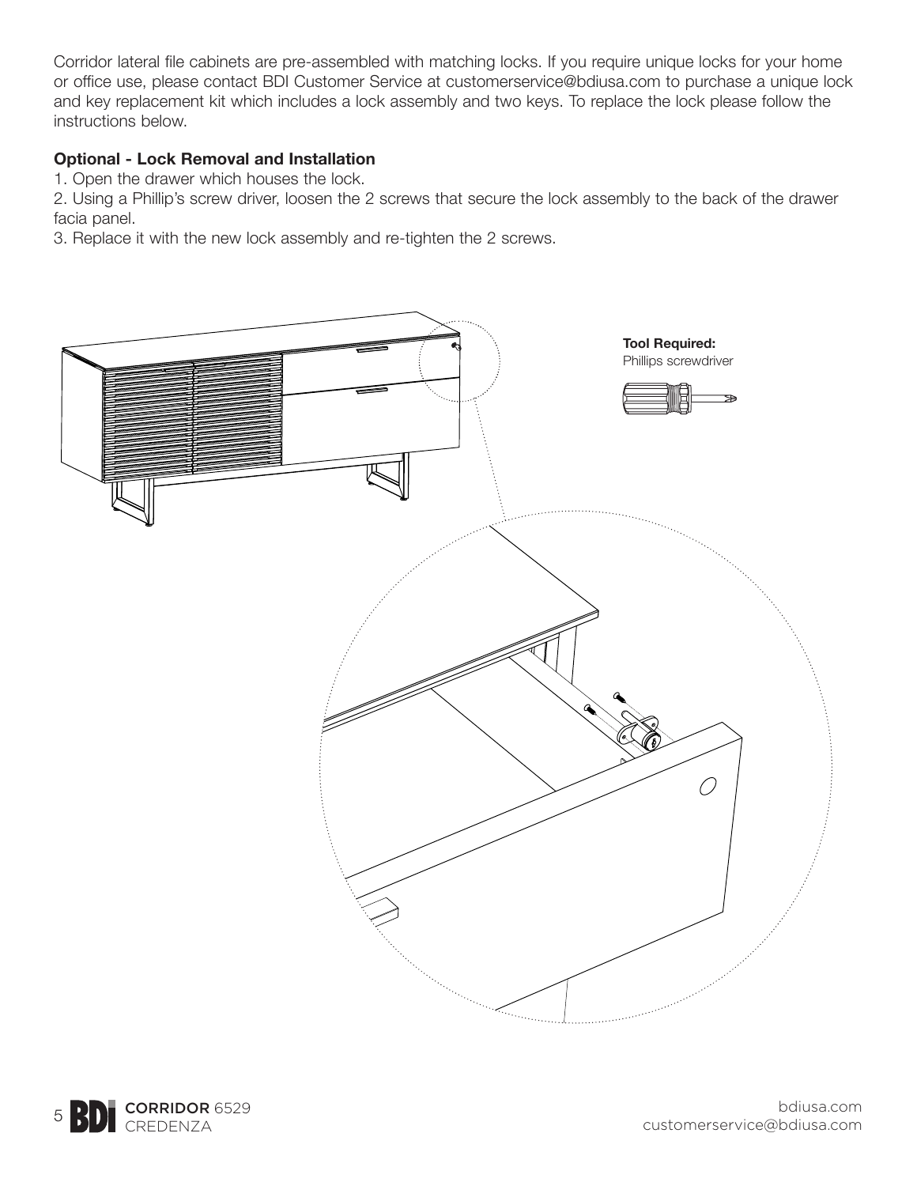Corridor lateral file cabinets are pre-assembled with matching locks. If you require unique locks for your home or office use, please contact BDI Customer Service at customerservice@bdiusa.com to purchase a unique lock and key replacement kit which includes a lock assembly and two keys. To replace the lock please follow the instructions below.

**Optional - Lock Removal and Installation**

1. Open the drawer which houses the lock.
2. Using a Phillip's screw driver, loosen the 2 screws that secure the lock assembly to the back of the drawer facia panel.
3. Replace it with the new lock assembly and re-tighten the 2 screws.

**Tool Required:**
Phillips screwdriver